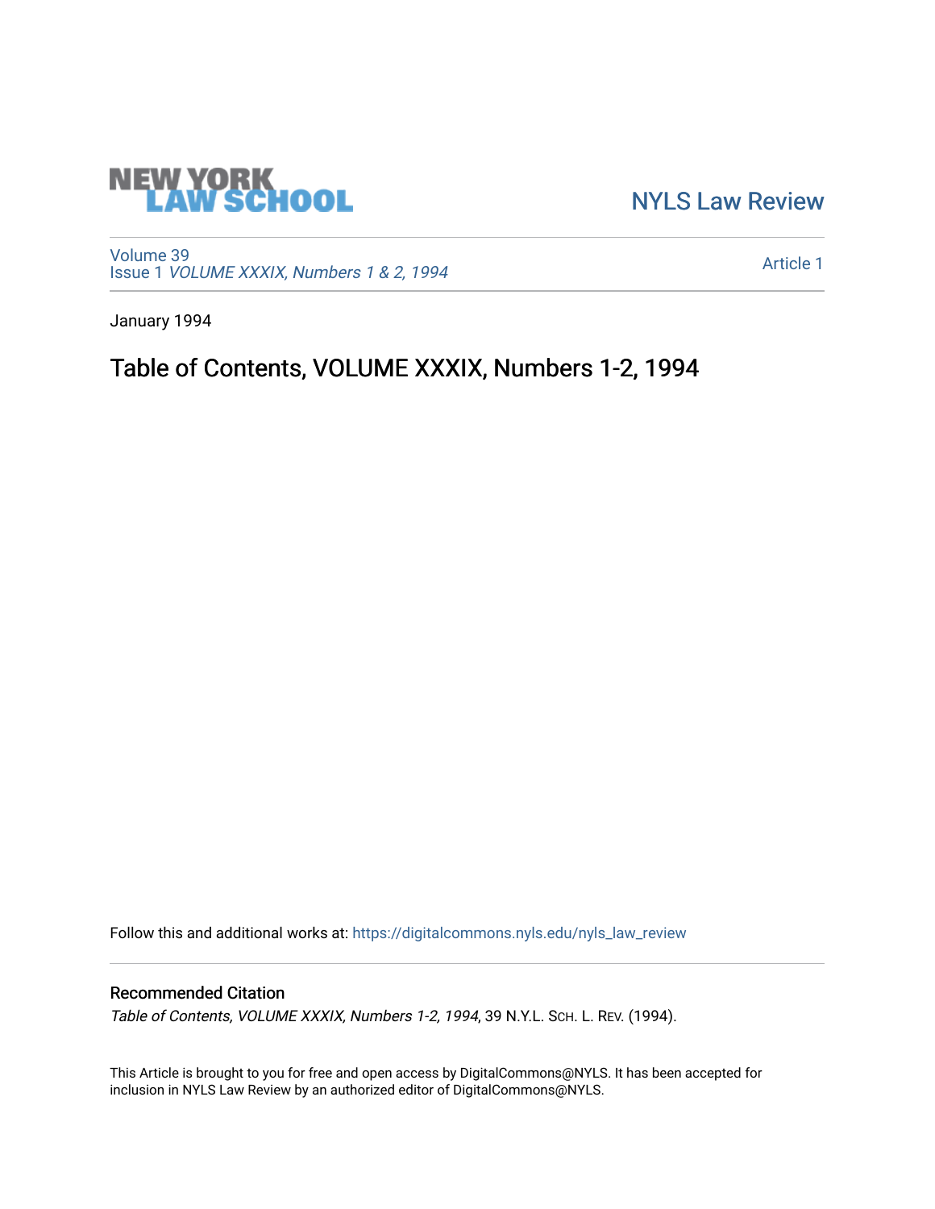NEW YORK LAW SCHOOL

NYLS Law Review

Volume 39
Issue 1 *VOLUME XXXIX, Numbers 1 & 2, 1994*

Article 1

January 1994

# Table of Contents, VOLUME XXXIX, Numbers 1-2, 1994

Follow this and additional works at: https://digitalcommons.nyls.edu/nyls_law_review

## Recommended Citation

*Table of Contents, VOLUME XXXIX, Numbers 1-2, 1994*, 39 N.Y.L. Sch. L. Rev. (1994).

This Article is brought to you for free and open access by DigitalCommons@NYLS. It has been accepted for inclusion in NYLS Law Review by an authorized editor of DigitalCommons@NYLS.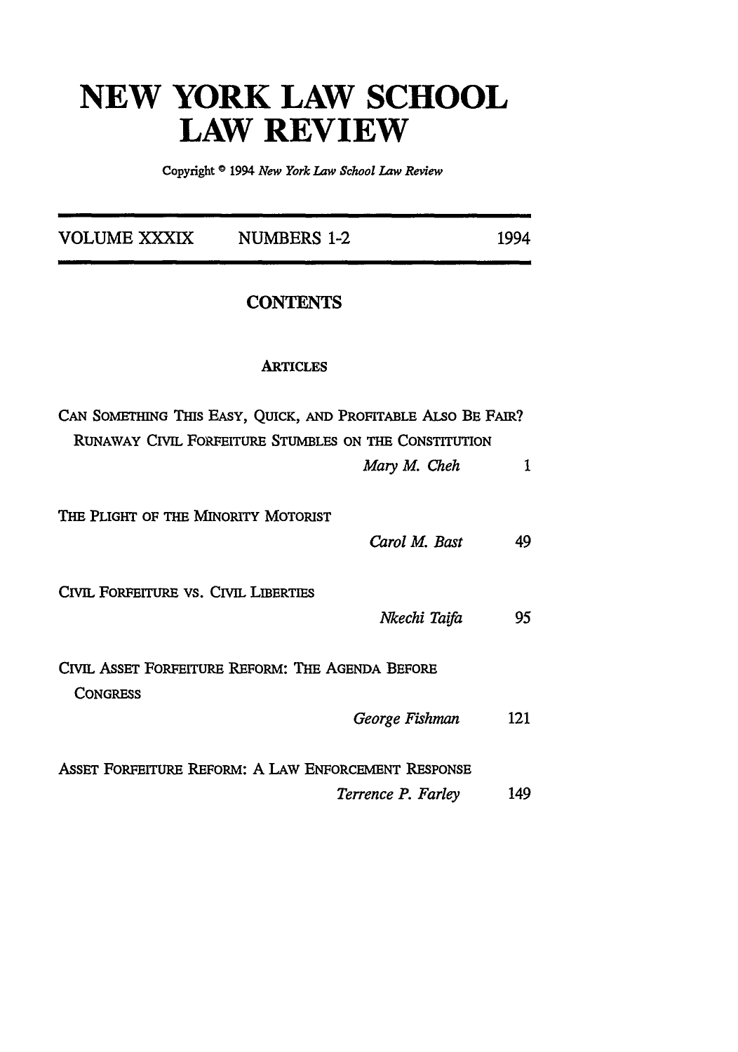# NEW YORK LAW SCHOOL LAW REVIEW

Copyright © 1994 *New York Law School Law Review*

| VOLUME XXXIX | NUMBERS 1-2 | 1994 |
|---|---|---|

## CONTENTS

### ARTICLES

| | | |
|---|---|---|
| CAN SOMETHING THIS EASY, QUICK, AND PROFITABLE ALSO BE FAIR? RUNAWAY CIVIL FORFEITURE STUMBLES ON THE CONSTITUTION | *Mary M. Cheh* | 1 |
| THE PLIGHT OF THE MINORITY MOTORIST | *Carol M. Bast* | 49 |
| CIVIL FORFEITURE VS. CIVIL LIBERTIES | *Nkechi Taifa* | 95 |
| CIVIL ASSET FORFEITURE REFORM: THE AGENDA BEFORE CONGRESS | *George Fishman* | 121 |
| ASSET FORFEITURE REFORM: A LAW ENFORCEMENT RESPONSE | *Terrence P. Farley* | 149 |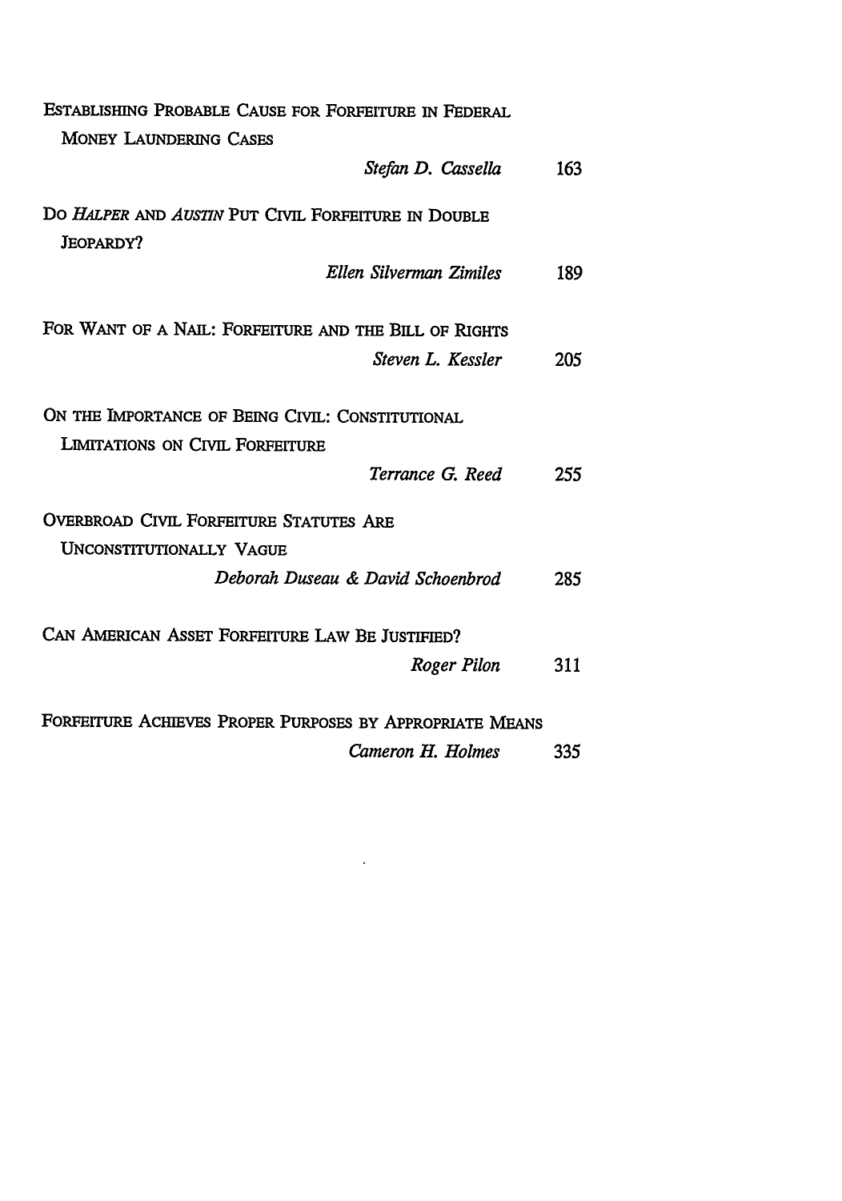ESTABLISHING PROBABLE CAUSE FOR FORFEITURE IN FEDERAL MONEY LAUNDERING CASES
*Stefan D. Cassella* 163

DO *HALPER* AND *AUSTIN* PUT CIVIL FORFEITURE IN DOUBLE JEOPARDY?
*Ellen Silverman Zimiles* 189

FOR WANT OF A NAIL: FORFEITURE AND THE BILL OF RIGHTS
*Steven L. Kessler* 205

ON THE IMPORTANCE OF BEING CIVIL: CONSTITUTIONAL LIMITATIONS ON CIVIL FORFEITURE
*Terrance G. Reed* 255

OVERBROAD CIVIL FORFEITURE STATUTES ARE UNCONSTITUTIONALLY VAGUE
*Deborah Duseau & David Schoenbrod* 285

CAN AMERICAN ASSET FORFEITURE LAW BE JUSTIFIED?
*Roger Pilon* 311

FORFEITURE ACHIEVES PROPER PURPOSES BY APPROPRIATE MEANS
*Cameron H. Holmes* 335